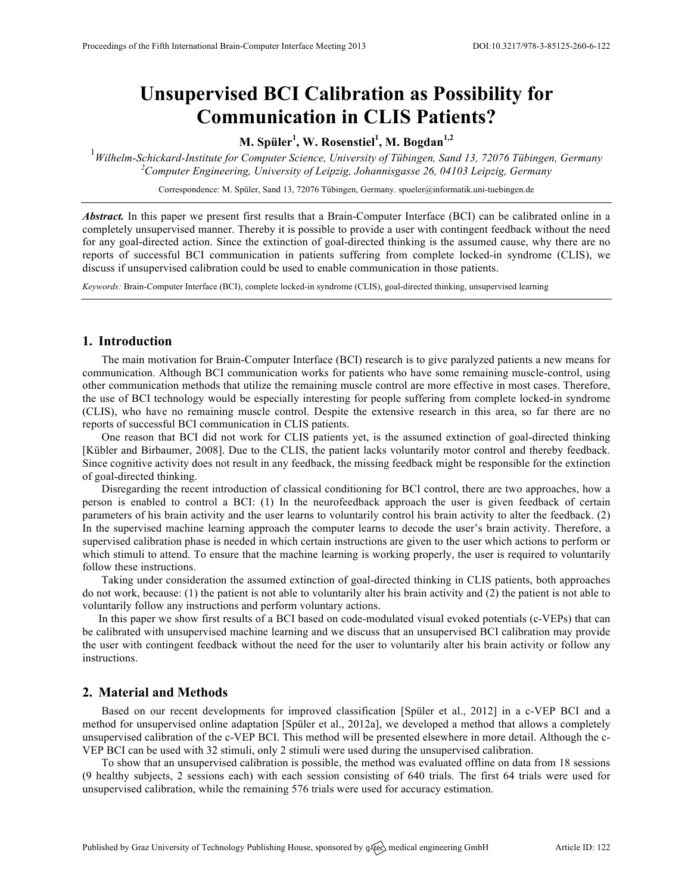# Unsupervised BCI Calibration as Possibility for Communication in CLIS Patients?

**M. Spüler[1], W. Rosenstiel[1], M. Bogdan[1,2]**

[1] *Wilhelm-Schickard-Institute for Computer Science, University of Tübingen, Sand 13, 72076 Tübingen, Germany*
[2] *Computer Engineering, University of Leipzig, Johannisgasse 26, 04103 Leipzig, Germany*

Correspondence: M. Spüler, Sand 13, 72076 Tübingen, Germany. spueler@informatik.uni-tuebingen.de

***Abstract.*** In this paper we present first results that a Brain-Computer Interface (BCI) can be calibrated online in a completely unsupervised manner. Thereby it is possible to provide a user with contingent feedback without the need for any goal-directed action. Since the extinction of goal-directed thinking is the assumed cause, why there are no reports of successful BCI communication in patients suffering from complete locked-in syndrome (CLIS), we discuss if unsupervised calibration could be used to enable communication in those patients.

*Keywords:* Brain-Computer Interface (BCI), complete locked-in syndrome (CLIS), goal-directed thinking, unsupervised learning

## 1. Introduction

The main motivation for Brain-Computer Interface (BCI) research is to give paralyzed patients a new means for communication. Although BCI communication works for patients who have some remaining muscle-control, using other communication methods that utilize the remaining muscle control are more effective in most cases. Therefore, the use of BCI technology would be especially interesting for people suffering from complete locked-in syndrome (CLIS), who have no remaining muscle control. Despite the extensive research in this area, so far there are no reports of successful BCI communication in CLIS patients.

One reason that BCI did not work for CLIS patients yet, is the assumed extinction of goal-directed thinking [Kübler and Birbaumer, 2008]. Due to the CLIS, the patient lacks voluntarily motor control and thereby feedback. Since cognitive activity does not result in any feedback, the missing feedback might be responsible for the extinction of goal-directed thinking.

Disregarding the recent introduction of classical conditioning for BCI control, there are two approaches, how a person is enabled to control a BCI: (1) In the neurofeedback approach the user is given feedback of certain parameters of his brain activity and the user learns to voluntarily control his brain activity to alter the feedback. (2) In the supervised machine learning approach the computer learns to decode the user's brain activity. Therefore, a supervised calibration phase is needed in which certain instructions are given to the user which actions to perform or which stimuli to attend. To ensure that the machine learning is working properly, the user is required to voluntarily follow these instructions.

Taking under consideration the assumed extinction of goal-directed thinking in CLIS patients, both approaches do not work, because: (1) the patient is not able to voluntarily alter his brain activity and (2) the patient is not able to voluntarily follow any instructions and perform voluntary actions.

In this paper we show first results of a BCI based on code-modulated visual evoked potentials (c-VEPs) that can be calibrated with unsupervised machine learning and we discuss that an unsupervised BCI calibration may provide the user with contingent feedback without the need for the user to voluntarily alter his brain activity or follow any instructions.

## 2. Material and Methods

Based on our recent developments for improved classification [Spüler et al., 2012] in a c-VEP BCI and a method for unsupervised online adaptation [Spüler et al., 2012a], we developed a method that allows a completely unsupervised calibration of the c-VEP BCI. This method will be presented elsewhere in more detail. Although the c-VEP BCI can be used with 32 stimuli, only 2 stimuli were used during the unsupervised calibration.

To show that an unsupervised calibration is possible, the method was evaluated offline on data from 18 sessions (9 healthy subjects, 2 sessions each) with each session consisting of 640 trials. The first 64 trials were used for unsupervised calibration, while the remaining 576 trials were used for accuracy estimation.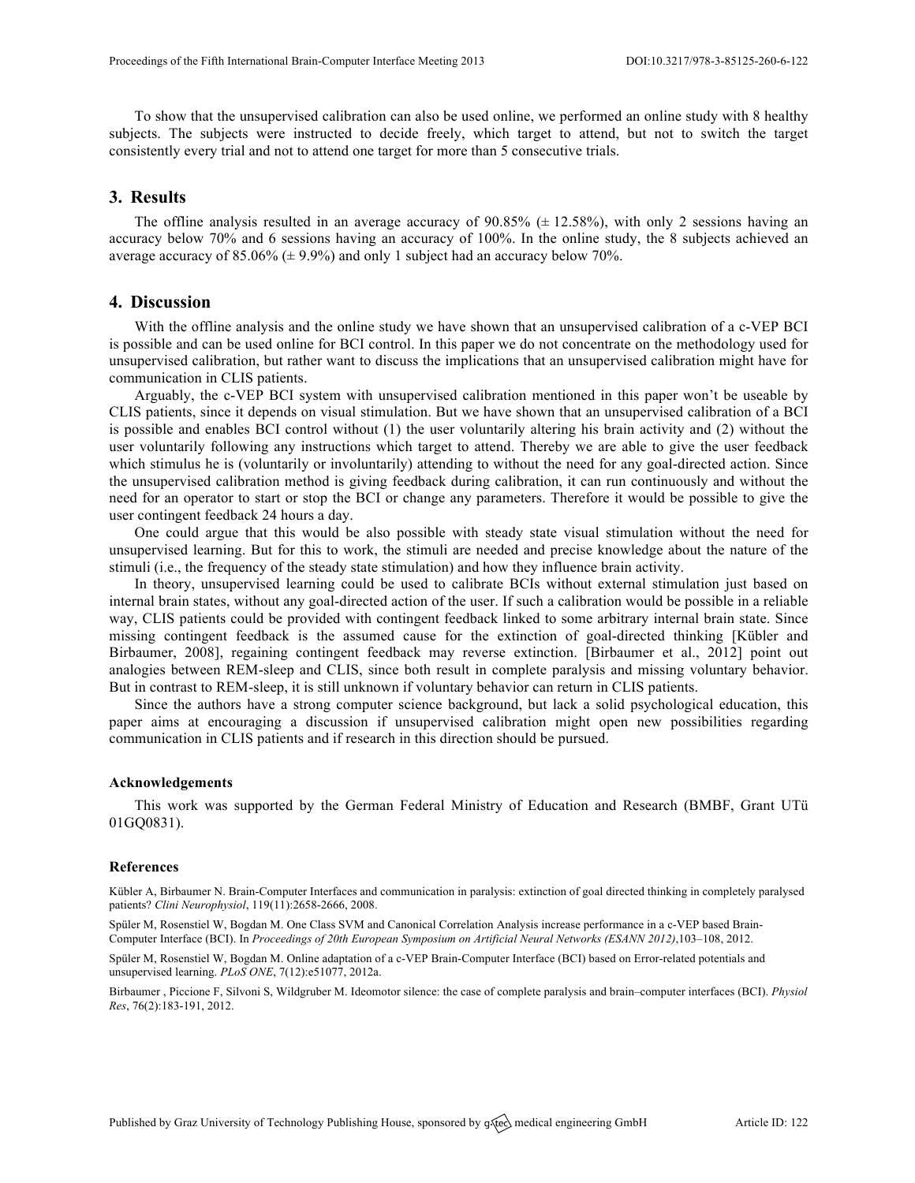To show that the unsupervised calibration can also be used online, we performed an online study with 8 healthy subjects. The subjects were instructed to decide freely, which target to attend, but not to switch the target consistently every trial and not to attend one target for more than 5 consecutive trials.

## 3. Results

The offline analysis resulted in an average accuracy of 90.85% (± 12.58%), with only 2 sessions having an accuracy below 70% and 6 sessions having an accuracy of 100%. In the online study, the 8 subjects achieved an average accuracy of 85.06% (± 9.9%) and only 1 subject had an accuracy below 70%.

## 4. Discussion

With the offline analysis and the online study we have shown that an unsupervised calibration of a c-VEP BCI is possible and can be used online for BCI control. In this paper we do not concentrate on the methodology used for unsupervised calibration, but rather want to discuss the implications that an unsupervised calibration might have for communication in CLIS patients.

Arguably, the c-VEP BCI system with unsupervised calibration mentioned in this paper won't be useable by CLIS patients, since it depends on visual stimulation. But we have shown that an unsupervised calibration of a BCI is possible and enables BCI control without (1) the user voluntarily altering his brain activity and (2) without the user voluntarily following any instructions which target to attend. Thereby we are able to give the user feedback which stimulus he is (voluntarily or involuntarily) attending to without the need for any goal-directed action. Since the unsupervised calibration method is giving feedback during calibration, it can run continuously and without the need for an operator to start or stop the BCI or change any parameters. Therefore it would be possible to give the user contingent feedback 24 hours a day.

One could argue that this would be also possible with steady state visual stimulation without the need for unsupervised learning. But for this to work, the stimuli are needed and precise knowledge about the nature of the stimuli (i.e., the frequency of the steady state stimulation) and how they influence brain activity.

In theory, unsupervised learning could be used to calibrate BCIs without external stimulation just based on internal brain states, without any goal-directed action of the user. If such a calibration would be possible in a reliable way, CLIS patients could be provided with contingent feedback linked to some arbitrary internal brain state. Since missing contingent feedback is the assumed cause for the extinction of goal-directed thinking [Kübler and Birbaumer, 2008], regaining contingent feedback may reverse extinction. [Birbaumer et al., 2012] point out analogies between REM-sleep and CLIS, since both result in complete paralysis and missing voluntary behavior. But in contrast to REM-sleep, it is still unknown if voluntary behavior can return in CLIS patients.

Since the authors have a strong computer science background, but lack a solid psychological education, this paper aims at encouraging a discussion if unsupervised calibration might open new possibilities regarding communication in CLIS patients and if research in this direction should be pursued.

#### Acknowledgements

This work was supported by the German Federal Ministry of Education and Research (BMBF, Grant UTü 01GQ0831).

#### References

Kübler A, Birbaumer N. Brain-Computer Interfaces and communication in paralysis: extinction of goal directed thinking in completely paralysed patients? *Clini Neurophysiol*, 119(11):2658-2666, 2008.

Spüler M, Rosenstiel W, Bogdan M. One Class SVM and Canonical Correlation Analysis increase performance in a c-VEP based Brain-Computer Interface (BCI). In *Proceedings of 20th European Symposium on Artificial Neural Networks (ESANN 2012)*,103–108, 2012.

Spüler M, Rosenstiel W, Bogdan M. Online adaptation of a c-VEP Brain-Computer Interface (BCI) based on Error-related potentials and unsupervised learning. *PLoS ONE*, 7(12):e51077, 2012a.

Birbaumer , Piccione F, Silvoni S, Wildgruber M. Ideomotor silence: the case of complete paralysis and brain–computer interfaces (BCI). *Physiol Res*, 76(2):183-191, 2012.